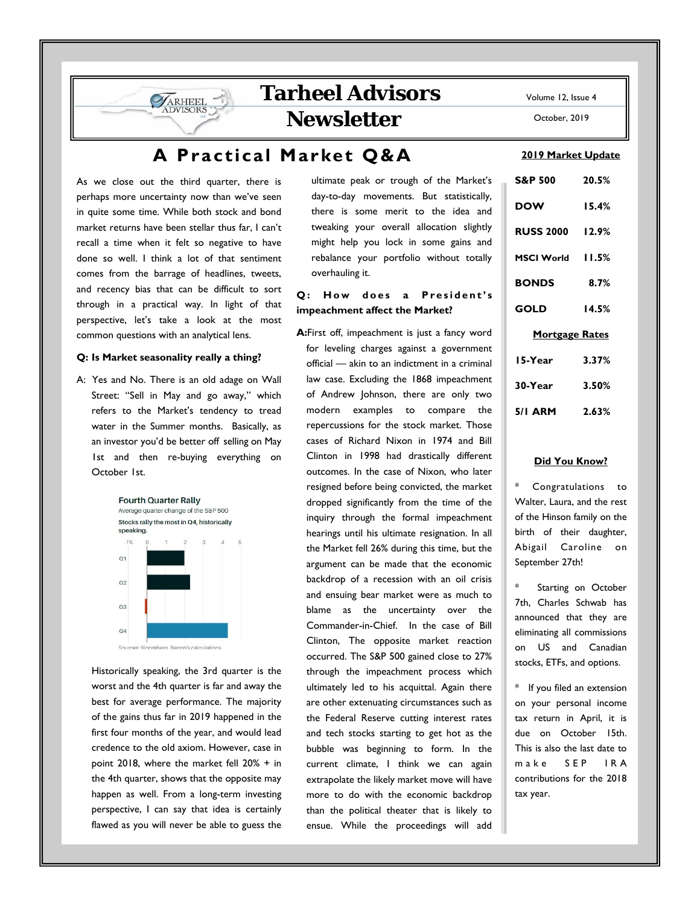# Tarheel Advisors Newsletter

Volume 12, Issue 4

October, 2019

## A Practical Market Q&A

As we close out the third quarter, there is perhaps more uncertainty now than we've seen in quite some time. While both stock and bond market returns have been stellar thus far, I can't recall a time when it felt so negative to have done so well. I think a lot of that sentiment comes from the barrage of headlines, tweets, and recency bias that can be difficult to sort through in a practical way. In light of that perspective, let's take a look at the most common questions with an analytical lens.

**Q: Is Market seasonality really a thing?**

A: Yes and No. There is an old adage on Wall Street: "Sell in May and go away," which refers to the Market's tendency to tread water in the Summer months. Basically, as an investor you'd be better off selling on May 1st and then re-buying everything on October 1st.

**Fourth Quarter Rally**

Average quarter change of the S&P 500

Stocks rally the most in Q4, historically speaking.

Sources: Bloomberg, Barron's calculations

Historically speaking, the 3rd quarter is the worst and the 4th quarter is far and away the best for average performance. The majority of the gains thus far in 2019 happened in the first four months of the year, and would lead credence to the old axiom. However, case in point 2018, where the market fell 20% + in the 4th quarter, shows that the opposite may happen as well. From a long-term investing perspective, I can say that idea is certainly flawed as you will never be able to guess the ultimate peak or trough of the Market's day-to-day movements. But statistically, there is some merit to the idea and tweaking your overall allocation slightly might help you lock in some gains and rebalance your portfolio without totally overhauling it.

**Q: How does a President's impeachment affect the Market?**

**A:** First off, impeachment is just a fancy word for leveling charges against a government official — akin to an indictment in a criminal law case. Excluding the 1868 impeachment of Andrew Johnson, there are only two modern examples to compare the repercussions for the stock market. Those cases of Richard Nixon in 1974 and Bill Clinton in 1998 had drastically different outcomes. In the case of Nixon, who later resigned before being convicted, the market dropped significantly from the time of the inquiry through the formal impeachment hearings until his ultimate resignation. In all the Market fell 26% during this time, but the argument can be made that the economic backdrop of a recession with an oil crisis and ensuing bear market were as much to blame as the uncertainty over the Commander-in-Chief. In the case of Bill Clinton, The opposite market reaction occurred. The S&P 500 gained close to 27% through the impeachment process which ultimately led to his acquittal. Again there are other extenuating circumstances such as the Federal Reserve cutting interest rates and tech stocks starting to get hot as the bubble was beginning to form. In the current climate, I think we can again extrapolate the likely market move will have more to do with the economic backdrop than the political theater that is likely to ensue. While the proceedings will add

### 2019 Market Update

| | |
|---|---|
| **S&P 500** | **20.5%** |
| **DOW** | **15.4%** |
| **RUSS 2000** | **12.9%** |
| **MSCI World** | **11.5%** |
| **BONDS** | **8.7%** |
| **GOLD** | **14.5%** |

### Mortgage Rates

| | |
|---|---|
| **15-Year** | **3.37%** |
| **30-Year** | **3.50%** |
| **5/1 ARM** | **2.63%** |

### Did You Know?

* Congratulations to Walter, Laura, and the rest of the Hinson family on the birth of their daughter, Abigail Caroline on September 27th!

* Starting on October 7th, Charles Schwab has announced that they are eliminating all commissions on US and Canadian stocks, ETFs, and options.

* If you filed an extension on your personal income tax return in April, it is due on October 15th. This is also the last date to make SEP IRA contributions for the 2018 tax year.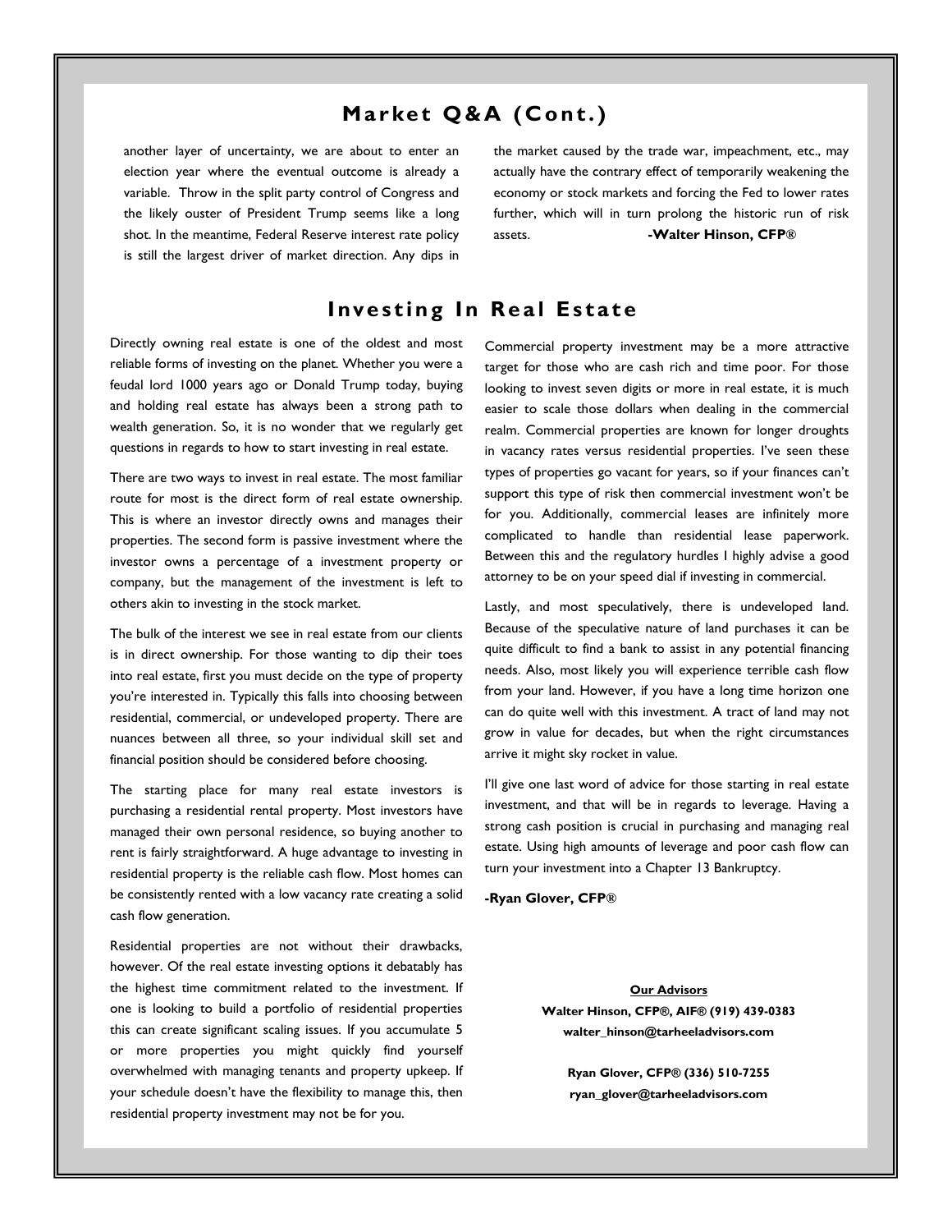## Market Q&A (Cont.)

another layer of uncertainty, we are about to enter an election year where the eventual outcome is already a variable. Throw in the split party control of Congress and the likely ouster of President Trump seems like a long shot. In the meantime, Federal Reserve interest rate policy is still the largest driver of market direction. Any dips in the market caused by the trade war, impeachment, etc., may actually have the contrary effect of temporarily weakening the economy or stock markets and forcing the Fed to lower rates further, which will in turn prolong the historic run of risk assets. **-Walter Hinson, CFP®**

## Investing In Real Estate

Directly owning real estate is one of the oldest and most reliable forms of investing on the planet. Whether you were a feudal lord 1000 years ago or Donald Trump today, buying and holding real estate has always been a strong path to wealth generation. So, it is no wonder that we regularly get questions in regards to how to start investing in real estate.

There are two ways to invest in real estate. The most familiar route for most is the direct form of real estate ownership. This is where an investor directly owns and manages their properties. The second form is passive investment where the investor owns a percentage of a investment property or company, but the management of the investment is left to others akin to investing in the stock market.

The bulk of the interest we see in real estate from our clients is in direct ownership. For those wanting to dip their toes into real estate, first you must decide on the type of property you're interested in. Typically this falls into choosing between residential, commercial, or undeveloped property. There are nuances between all three, so your individual skill set and financial position should be considered before choosing.

The starting place for many real estate investors is purchasing a residential rental property. Most investors have managed their own personal residence, so buying another to rent is fairly straightforward. A huge advantage to investing in residential property is the reliable cash flow. Most homes can be consistently rented with a low vacancy rate creating a solid cash flow generation.

Residential properties are not without their drawbacks, however. Of the real estate investing options it debatably has the highest time commitment related to the investment. If one is looking to build a portfolio of residential properties this can create significant scaling issues. If you accumulate 5 or more properties you might quickly find yourself overwhelmed with managing tenants and property upkeep. If your schedule doesn't have the flexibility to manage this, then residential property investment may not be for you.

Commercial property investment may be a more attractive target for those who are cash rich and time poor. For those looking to invest seven digits or more in real estate, it is much easier to scale those dollars when dealing in the commercial realm. Commercial properties are known for longer droughts in vacancy rates versus residential properties. I've seen these types of properties go vacant for years, so if your finances can't support this type of risk then commercial investment won't be for you. Additionally, commercial leases are infinitely more complicated to handle than residential lease paperwork. Between this and the regulatory hurdles I highly advise a good attorney to be on your speed dial if investing in commercial.

Lastly, and most speculatively, there is undeveloped land. Because of the speculative nature of land purchases it can be quite difficult to find a bank to assist in any potential financing needs. Also, most likely you will experience terrible cash flow from your land. However, if you have a long time horizon one can do quite well with this investment. A tract of land may not grow in value for decades, but when the right circumstances arrive it might sky rocket in value.

I'll give one last word of advice for those starting in real estate investment, and that will be in regards to leverage. Having a strong cash position is crucial in purchasing and managing real estate. Using high amounts of leverage and poor cash flow can turn your investment into a Chapter 13 Bankruptcy.

**-Ryan Glover, CFP®**

**Our Advisors**

**Walter Hinson, CFP®, AIF® (919) 439-0383**
**walter_hinson@tarheeladvisors.com**

**Ryan Glover, CFP® (336) 510-7255**
**ryan_glover@tarheeladvisors.com**